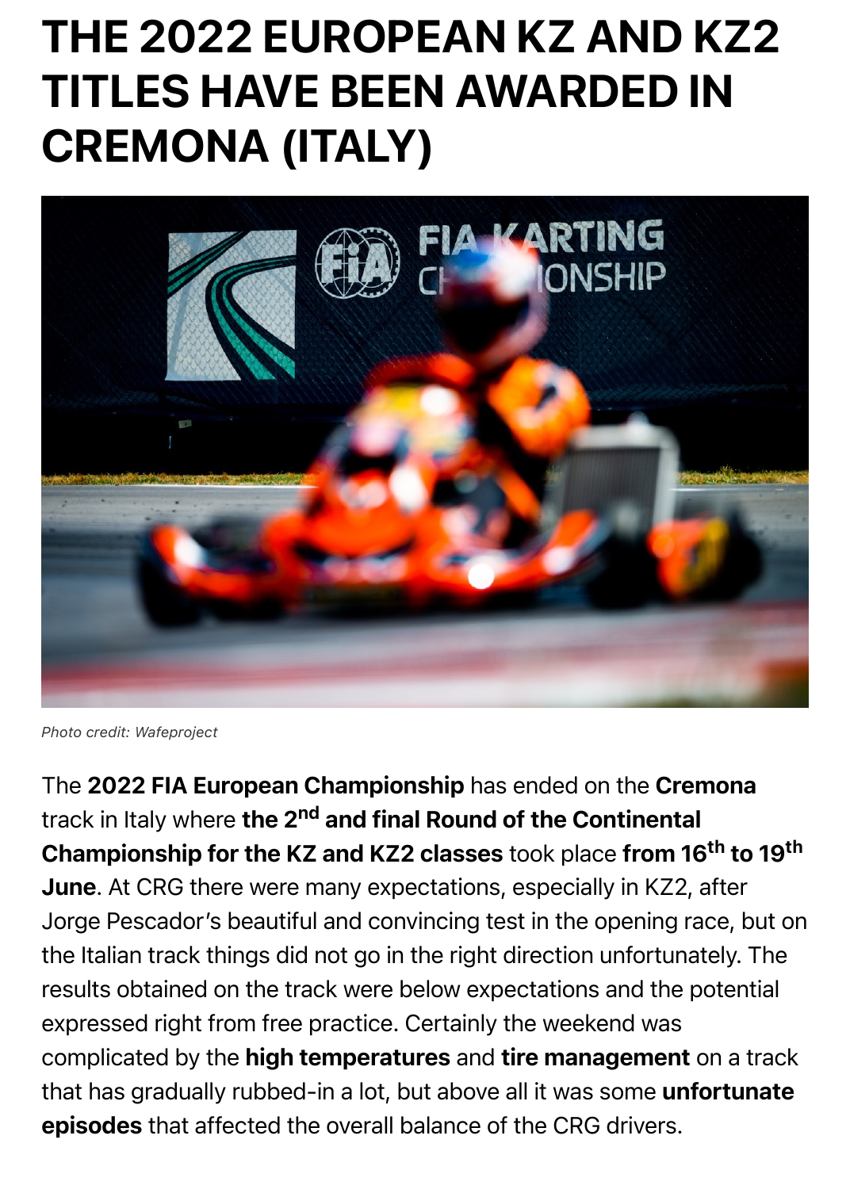# THE 2022 EUROPEAN KZ AND KZ2 TITLES HAVE BEEN AWARDED IN CREMONA (ITALY)

*Photo credit: Wafeproject*

The **2022 FIA European Championship** has ended on the **Cremona** track in Italy where **the 2$^{nd}$ and final Round of the Continental Championship for the KZ and KZ2 classes** took place **from 16$^{th}$ to 19$^{th}$ June**. At CRG there were many expectations, especially in KZ2, after Jorge Pescador's beautiful and convincing test in the opening race, but on the Italian track things did not go in the right direction unfortunately. The results obtained on the track were below expectations and the potential expressed right from free practice. Certainly the weekend was complicated by the **high temperatures** and **tire management** on a track that has gradually rubbed-in a lot, but above all it was some **unfortunate episodes** that affected the overall balance of the CRG drivers.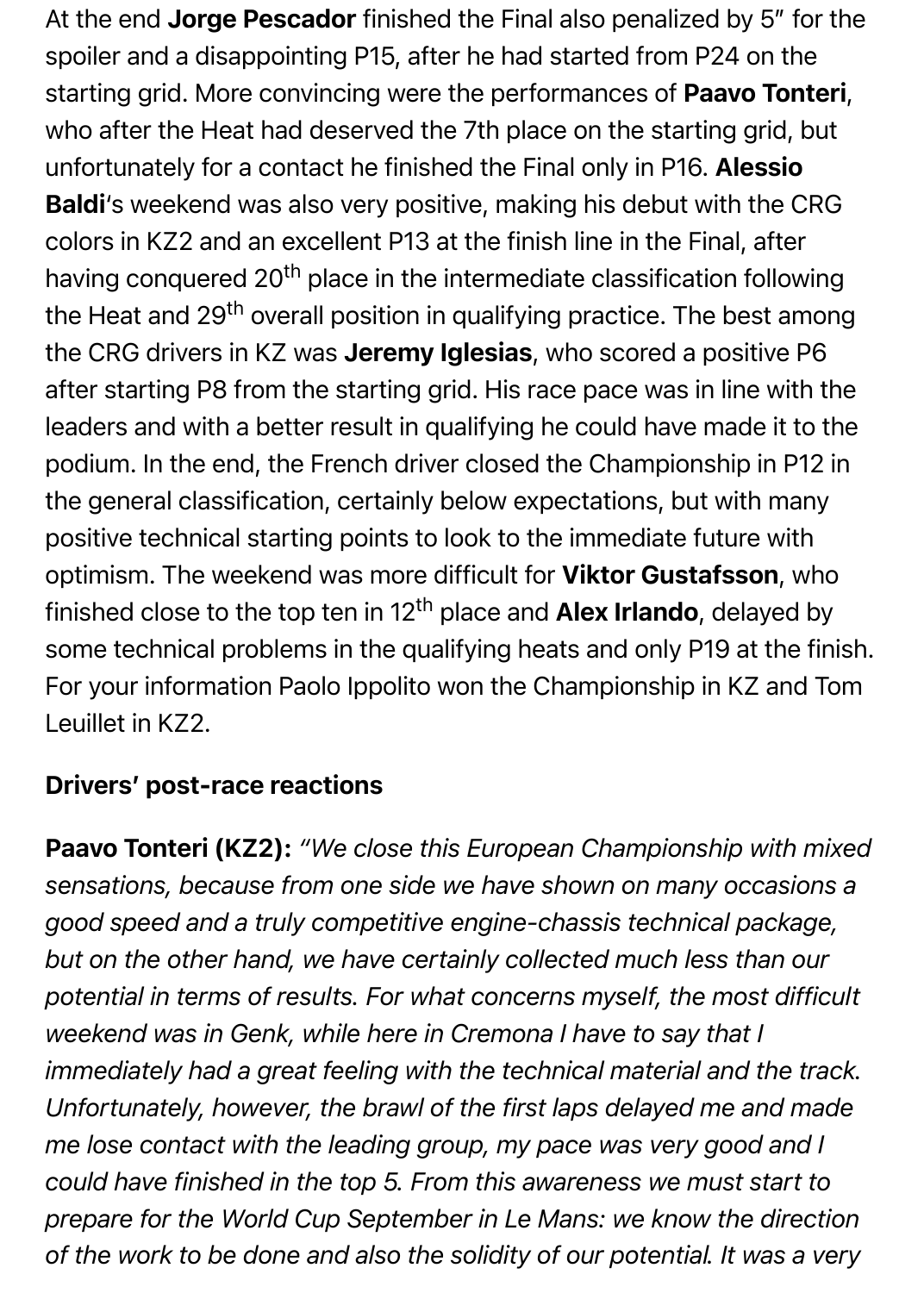At the end **Jorge Pescador** finished the Final also penalized by 5″ for the spoiler and a disappointing P15, after he had started from P24 on the starting grid. More convincing were the performances of **Paavo Tonteri**, who after the Heat had deserved the 7th place on the starting grid, but unfortunately for a contact he finished the Final only in P16. **Alessio Baldi**'s weekend was also very positive, making his debut with the CRG colors in KZ2 and an excellent P13 at the finish line in the Final, after having conquered 20th place in the intermediate classification following the Heat and 29th overall position in qualifying practice. The best among the CRG drivers in KZ was **Jeremy Iglesias**, who scored a positive P6 after starting P8 from the starting grid. His race pace was in line with the leaders and with a better result in qualifying he could have made it to the podium. In the end, the French driver closed the Championship in P12 in the general classification, certainly below expectations, but with many positive technical starting points to look to the immediate future with optimism. The weekend was more difficult for **Viktor Gustafsson**, who finished close to the top ten in 12th place and **Alex Irlando**, delayed by some technical problems in the qualifying heats and only P19 at the finish. For your information Paolo Ippolito won the Championship in KZ and Tom Leuillet in KZ2.

**Drivers' post-race reactions**

**Paavo Tonteri (KZ2):** *"We close this European Championship with mixed sensations, because from one side we have shown on many occasions a good speed and a truly competitive engine-chassis technical package, but on the other hand, we have certainly collected much less than our potential in terms of results. For what concerns myself, the most difficult weekend was in Genk, while here in Cremona I have to say that I immediately had a great feeling with the technical material and the track. Unfortunately, however, the brawl of the first laps delayed me and made me lose contact with the leading group, my pace was very good and I could have finished in the top 5. From this awareness we must start to prepare for the World Cup September in Le Mans: we know the direction of the work to be done and also the solidity of our potential. It was a very*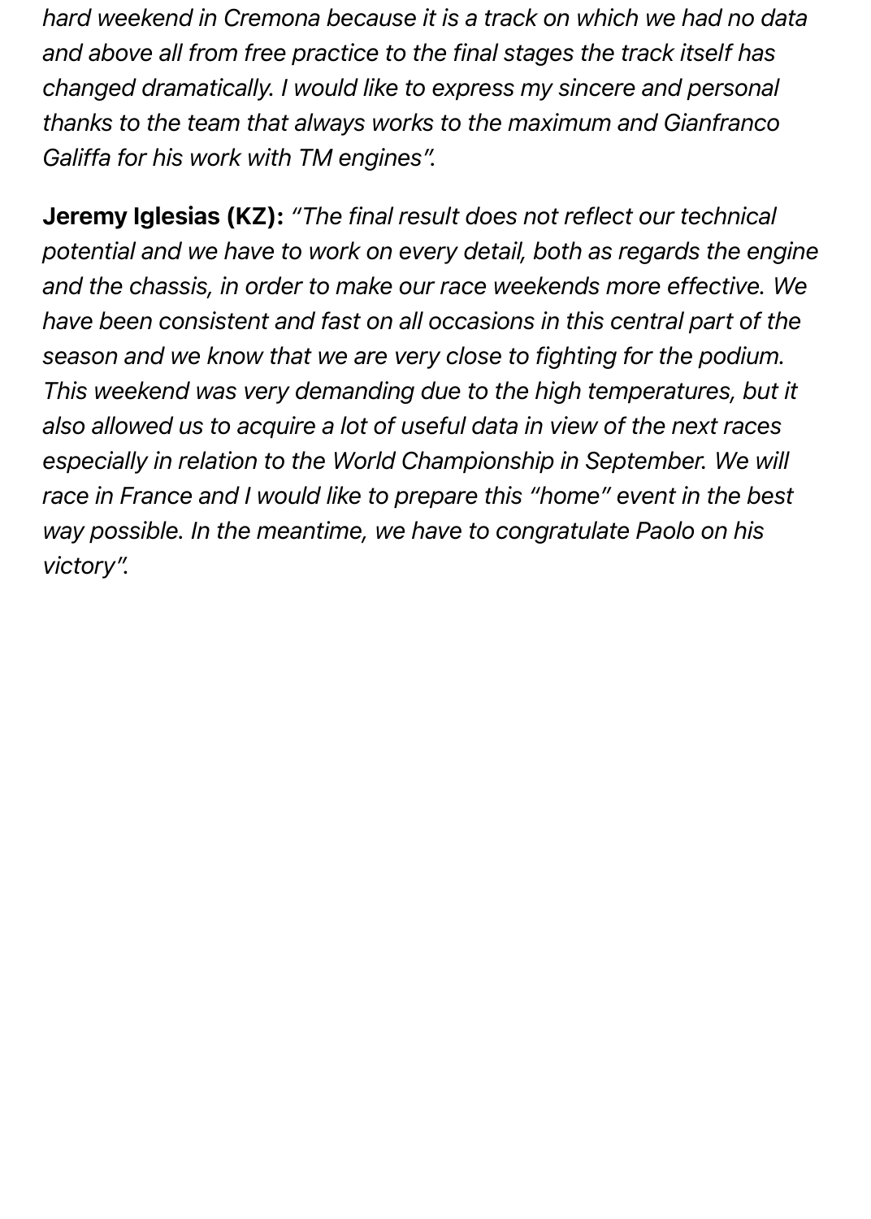*hard weekend in Cremona because it is a track on which we had no data and above all from free practice to the final stages the track itself has changed dramatically. I would like to express my sincere and personal thanks to the team that always works to the maximum and Gianfranco Galiffa for his work with TM engines".*

**Jeremy Iglesias (KZ):** *"The final result does not reflect our technical potential and we have to work on every detail, both as regards the engine and the chassis, in order to make our race weekends more effective. We have been consistent and fast on all occasions in this central part of the season and we know that we are very close to fighting for the podium. This weekend was very demanding due to the high temperatures, but it also allowed us to acquire a lot of useful data in view of the next races especially in relation to the World Championship in September. We will race in France and I would like to prepare this "home" event in the best way possible. In the meantime, we have to congratulate Paolo on his victory".*